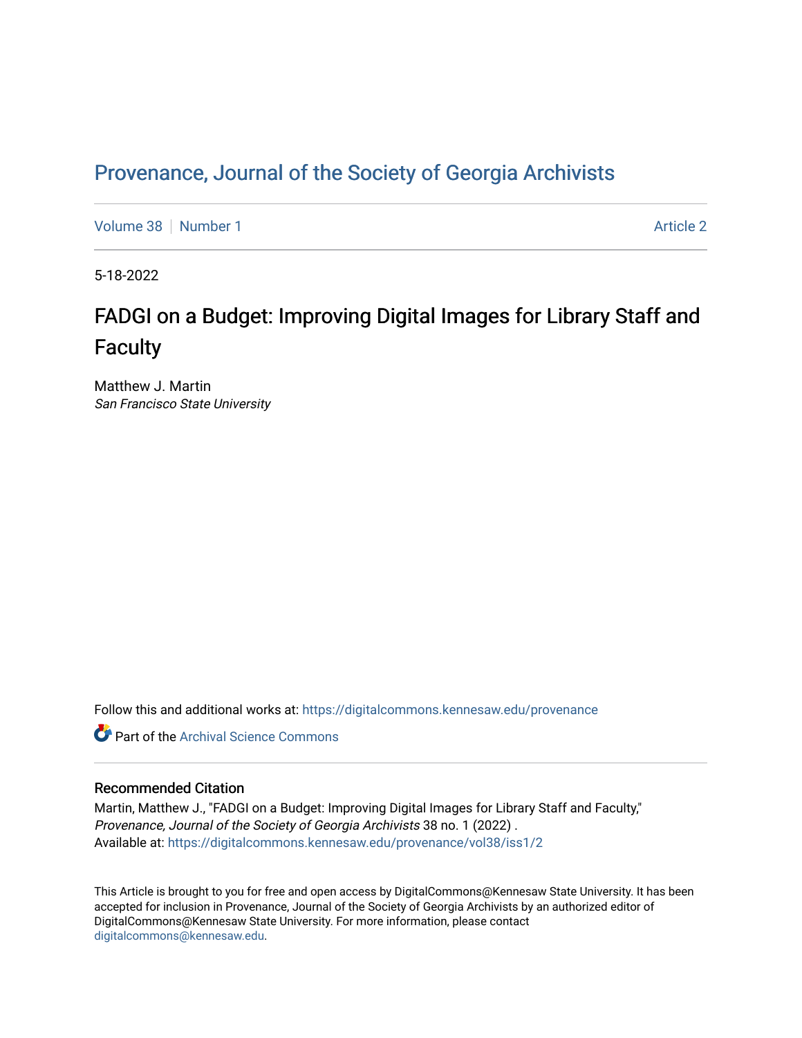# Provenance, Journal of the Society of Georgia Archivists

Volume 38 | Number 1 Article 2

5-18-2022

## FADGI on a Budget: Improving Digital Images for Library Staff and Faculty

Matthew J. Martin
*San Francisco State University*

Follow this and additional works at: https://digitalcommons.kennesaw.edu/provenance

Part of the Archival Science Commons

### Recommended Citation

Martin, Matthew J., "FADGI on a Budget: Improving Digital Images for Library Staff and Faculty," *Provenance, Journal of the Society of Georgia Archivists* 38 no. 1 (2022) .
Available at: https://digitalcommons.kennesaw.edu/provenance/vol38/iss1/2

This Article is brought to you for free and open access by DigitalCommons@Kennesaw State University. It has been accepted for inclusion in Provenance, Journal of the Society of Georgia Archivists by an authorized editor of DigitalCommons@Kennesaw State University. For more information, please contact digitalcommons@kennesaw.edu.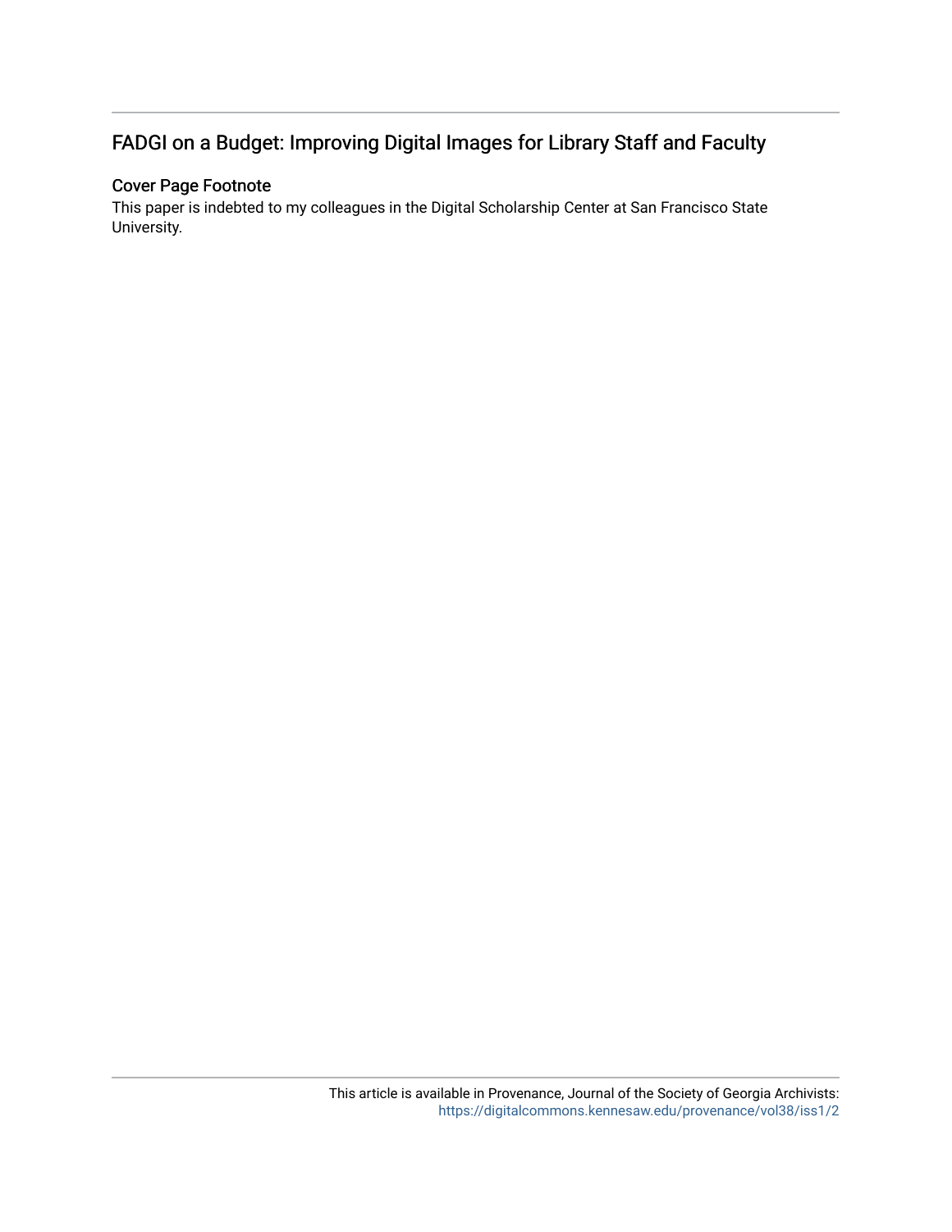## FADGI on a Budget: Improving Digital Images for Library Staff and Faculty

### Cover Page Footnote

This paper is indebted to my colleagues in the Digital Scholarship Center at San Francisco State University.

This article is available in Provenance, Journal of the Society of Georgia Archivists: https://digitalcommons.kennesaw.edu/provenance/vol38/iss1/2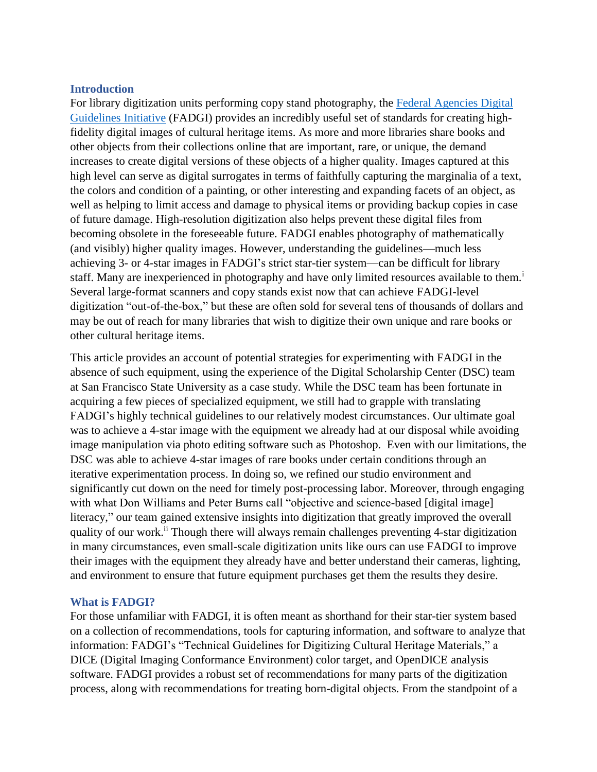## Introduction

For library digitization units performing copy stand photography, the [Federal Agencies Digital Guidelines Initiative](Federal Agencies Digital Guidelines Initiative) (FADGI) provides an incredibly useful set of standards for creating high-fidelity digital images of cultural heritage items. As more and more libraries share books and other objects from their collections online that are important, rare, or unique, the demand increases to create digital versions of these objects of a higher quality. Images captured at this high level can serve as digital surrogates in terms of faithfully capturing the marginalia of a text, the colors and condition of a painting, or other interesting and expanding facets of an object, as well as helping to limit access and damage to physical items or providing backup copies in case of future damage. High-resolution digitization also helps prevent these digital files from becoming obsolete in the foreseeable future. FADGI enables photography of mathematically (and visibly) higher quality images. However, understanding the guidelines—much less achieving 3- or 4-star images in FADGI's strict star-tier system—can be difficult for library staff. Many are inexperienced in photography and have only limited resources available to them.[i] Several large-format scanners and copy stands exist now that can achieve FADGI-level digitization "out-of-the-box," but these are often sold for several tens of thousands of dollars and may be out of reach for many libraries that wish to digitize their own unique and rare books or other cultural heritage items.

This article provides an account of potential strategies for experimenting with FADGI in the absence of such equipment, using the experience of the Digital Scholarship Center (DSC) team at San Francisco State University as a case study. While the DSC team has been fortunate in acquiring a few pieces of specialized equipment, we still had to grapple with translating FADGI's highly technical guidelines to our relatively modest circumstances. Our ultimate goal was to achieve a 4-star image with the equipment we already had at our disposal while avoiding image manipulation via photo editing software such as Photoshop. Even with our limitations, the DSC was able to achieve 4-star images of rare books under certain conditions through an iterative experimentation process. In doing so, we refined our studio environment and significantly cut down on the need for timely post-processing labor. Moreover, through engaging with what Don Williams and Peter Burns call "objective and science-based [digital image] literacy," our team gained extensive insights into digitization that greatly improved the overall quality of our work.[ii] Though there will always remain challenges preventing 4-star digitization in many circumstances, even small-scale digitization units like ours can use FADGI to improve their images with the equipment they already have and better understand their cameras, lighting, and environment to ensure that future equipment purchases get them the results they desire.

## What is FADGI?

For those unfamiliar with FADGI, it is often meant as shorthand for their star-tier system based on a collection of recommendations, tools for capturing information, and software to analyze that information: FADGI's "Technical Guidelines for Digitizing Cultural Heritage Materials," a DICE (Digital Imaging Conformance Environment) color target, and OpenDICE analysis software. FADGI provides a robust set of recommendations for many parts of the digitization process, along with recommendations for treating born-digital objects. From the standpoint of a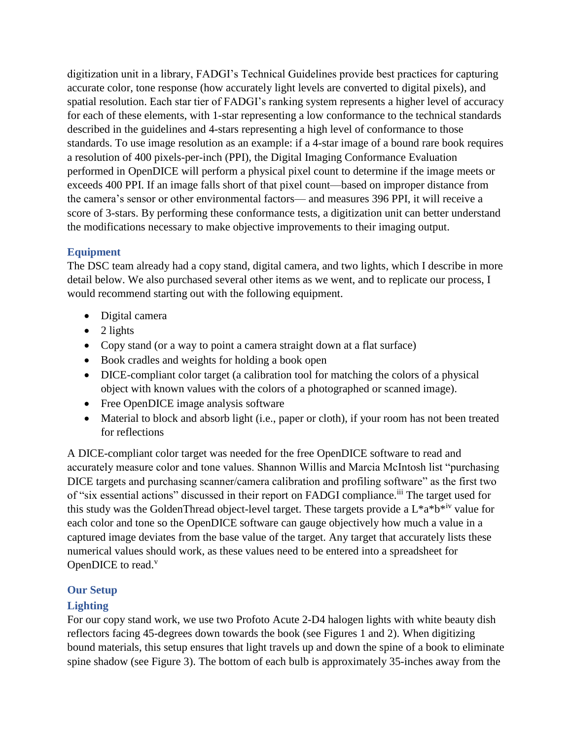digitization unit in a library, FADGI's Technical Guidelines provide best practices for capturing accurate color, tone response (how accurately light levels are converted to digital pixels), and spatial resolution. Each star tier of FADGI's ranking system represents a higher level of accuracy for each of these elements, with 1-star representing a low conformance to the technical standards described in the guidelines and 4-stars representing a high level of conformance to those standards. To use image resolution as an example: if a 4-star image of a bound rare book requires a resolution of 400 pixels-per-inch (PPI), the Digital Imaging Conformance Evaluation performed in OpenDICE will perform a physical pixel count to determine if the image meets or exceeds 400 PPI. If an image falls short of that pixel count—based on improper distance from the camera's sensor or other environmental factors— and measures 396 PPI, it will receive a score of 3-stars. By performing these conformance tests, a digitization unit can better understand the modifications necessary to make objective improvements to their imaging output.

### Equipment

The DSC team already had a copy stand, digital camera, and two lights, which I describe in more detail below. We also purchased several other items as we went, and to replicate our process, I would recommend starting out with the following equipment.

- Digital camera
- 2 lights
- Copy stand (or a way to point a camera straight down at a flat surface)
- Book cradles and weights for holding a book open
- DICE-compliant color target (a calibration tool for matching the colors of a physical object with known values with the colors of a photographed or scanned image).
- Free OpenDICE image analysis software
- Material to block and absorb light (i.e., paper or cloth), if your room has not been treated for reflections

A DICE-compliant color target was needed for the free OpenDICE software to read and accurately measure color and tone values. Shannon Willis and Marcia McIntosh list "purchasing DICE targets and purchasing scanner/camera calibration and profiling software" as the first two of "six essential actions" discussed in their report on FADGI compliance.[iii] The target used for this study was the GoldenThread object-level target. These targets provide a L*a*b*[iv] value for each color and tone so the OpenDICE software can gauge objectively how much a value in a captured image deviates from the base value of the target. Any target that accurately lists these numerical values should work, as these values need to be entered into a spreadsheet for OpenDICE to read.[v]

### Our Setup

### Lighting

For our copy stand work, we use two Profoto Acute 2-D4 halogen lights with white beauty dish reflectors facing 45-degrees down towards the book (see Figures 1 and 2). When digitizing bound materials, this setup ensures that light travels up and down the spine of a book to eliminate spine shadow (see Figure 3). The bottom of each bulb is approximately 35-inches away from the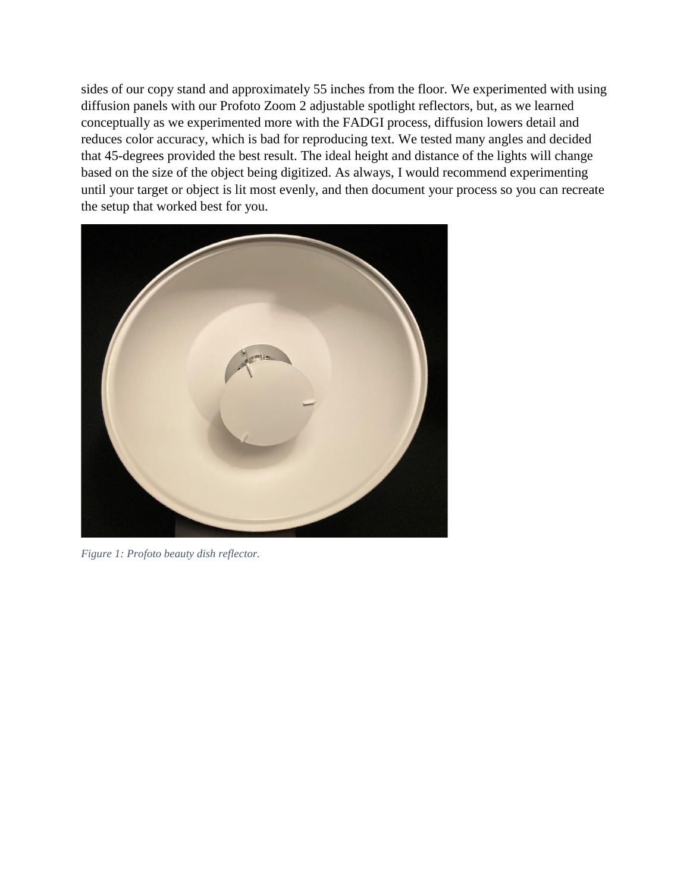sides of our copy stand and approximately 55 inches from the floor. We experimented with using diffusion panels with our Profoto Zoom 2 adjustable spotlight reflectors, but, as we learned conceptually as we experimented more with the FADGI process, diffusion lowers detail and reduces color accuracy, which is bad for reproducing text. We tested many angles and decided that 45-degrees provided the best result. The ideal height and distance of the lights will change based on the size of the object being digitized. As always, I would recommend experimenting until your target or object is lit most evenly, and then document your process so you can recreate the setup that worked best for you.

*Figure 1: Profoto beauty dish reflector.*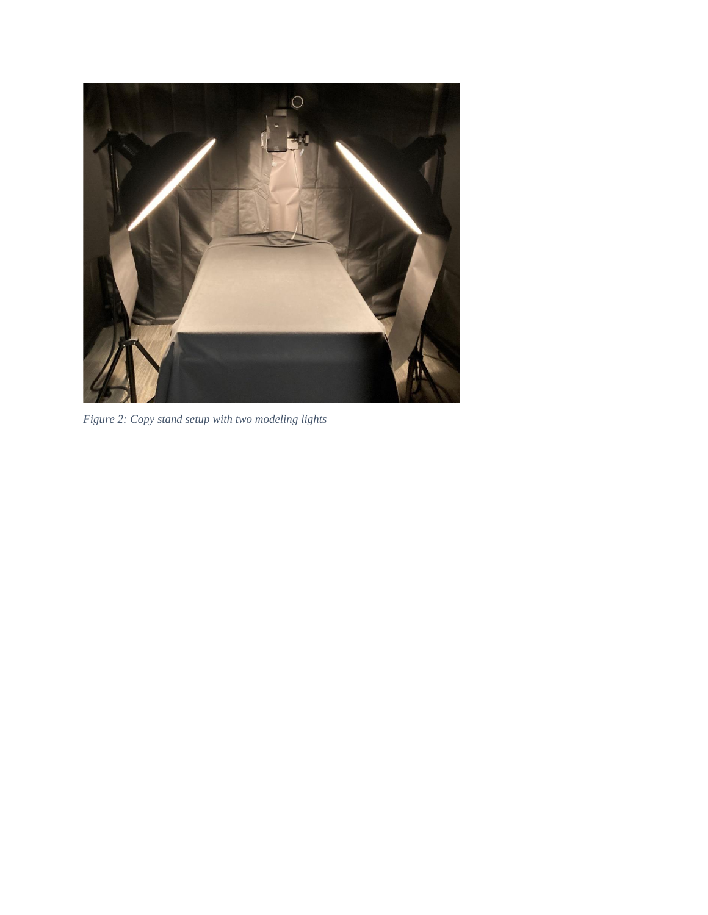*Figure 2: Copy stand setup with two modeling lights*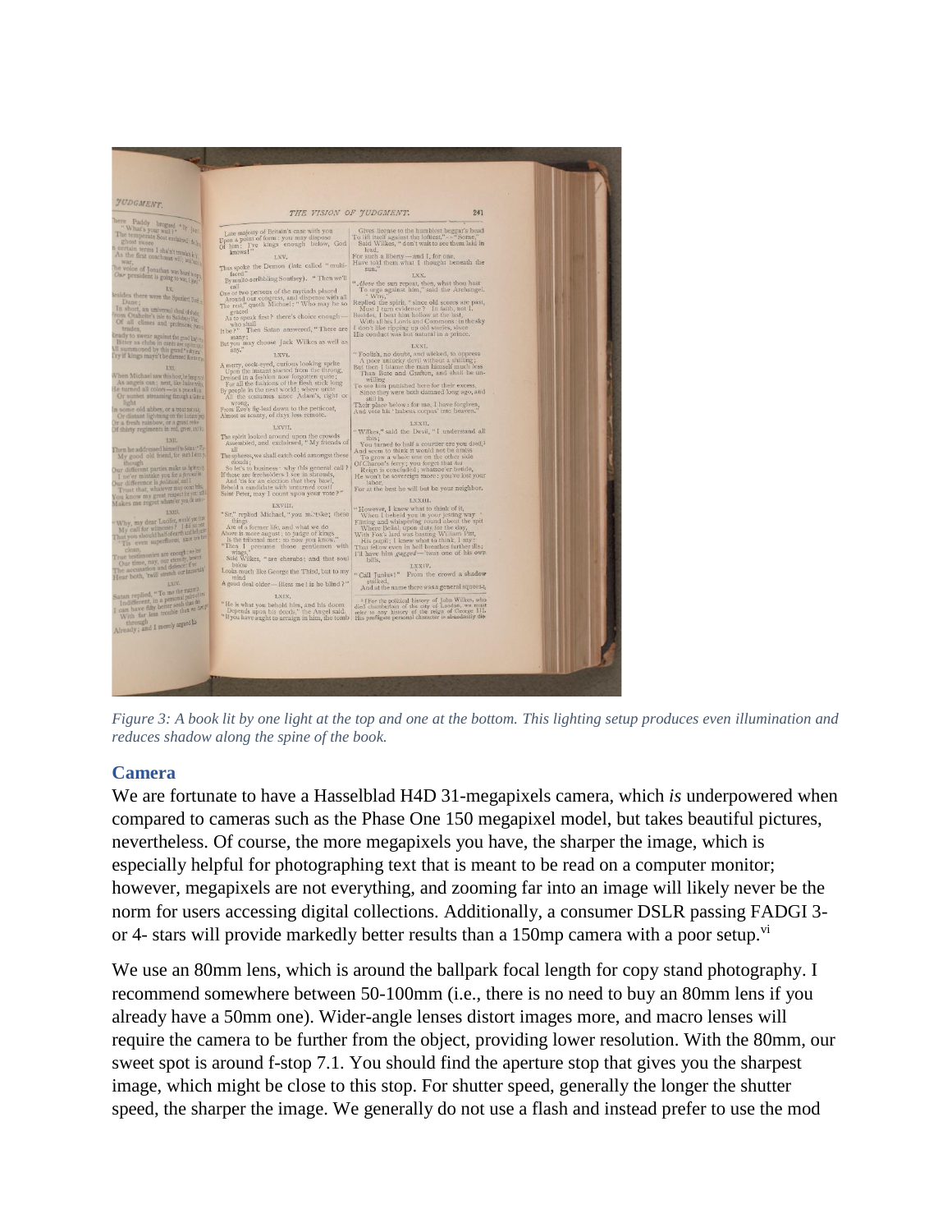*Figure 3: A book lit by one light at the top and one at the bottom. This lighting setup produces even illumination and reduces shadow along the spine of the book.*

## Camera

We are fortunate to have a Hasselblad H4D 31-megapixels camera, which *is* underpowered when compared to cameras such as the Phase One 150 megapixel model, but takes beautiful pictures, nevertheless. Of course, the more megapixels you have, the sharper the image, which is especially helpful for photographing text that is meant to be read on a computer monitor; however, megapixels are not everything, and zooming far into an image will likely never be the norm for users accessing digital collections. Additionally, a consumer DSLR passing FADGI 3- or 4- stars will provide markedly better results than a 150mp camera with a poor setup.[vi]

We use an 80mm lens, which is around the ballpark focal length for copy stand photography. I recommend somewhere between 50-100mm (i.e., there is no need to buy an 80mm lens if you already have a 50mm one). Wider-angle lenses distort images more, and macro lenses will require the camera to be further from the object, providing lower resolution. With the 80mm, our sweet spot is around f-stop 7.1. You should find the aperture stop that gives you the sharpest image, which might be close to this stop. For shutter speed, generally the longer the shutter speed, the sharper the image. We generally do not use a flash and instead prefer to use the mod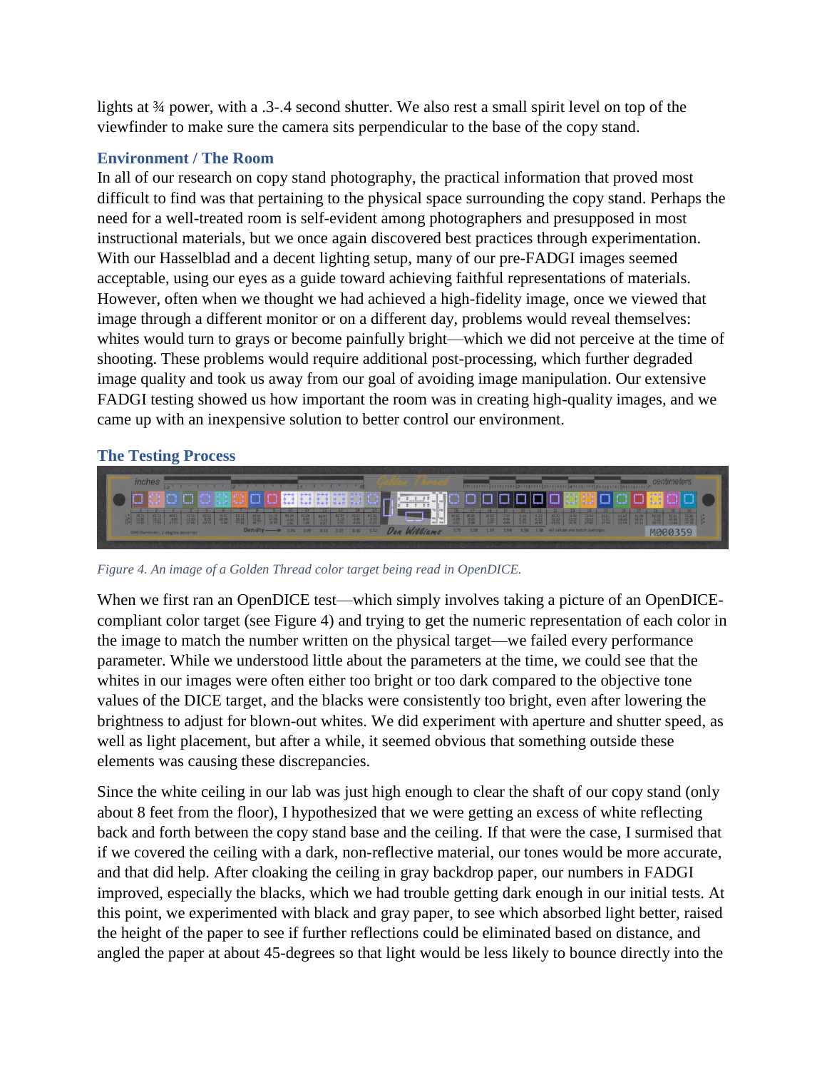lights at ¾ power, with a .3-.4 second shutter. We also rest a small spirit level on top of the viewfinder to make sure the camera sits perpendicular to the base of the copy stand.

### Environment / The Room

In all of our research on copy stand photography, the practical information that proved most difficult to find was that pertaining to the physical space surrounding the copy stand. Perhaps the need for a well-treated room is self-evident among photographers and presupposed in most instructional materials, but we once again discovered best practices through experimentation. With our Hasselblad and a decent lighting setup, many of our pre-FADGI images seemed acceptable, using our eyes as a guide toward achieving faithful representations of materials. However, often when we thought we had achieved a high-fidelity image, once we viewed that image through a different monitor or on a different day, problems would reveal themselves: whites would turn to grays or become painfully bright—which we did not perceive at the time of shooting. These problems would require additional post-processing, which further degraded image quality and took us away from our goal of avoiding image manipulation. Our extensive FADGI testing showed us how important the room was in creating high-quality images, and we came up with an inexpensive solution to better control our environment.

### The Testing Process

*Figure 4. An image of a Golden Thread color target being read in OpenDICE.*

When we first ran an OpenDICE test—which simply involves taking a picture of an OpenDICE-compliant color target (see Figure 4) and trying to get the numeric representation of each color in the image to match the number written on the physical target—we failed every performance parameter. While we understood little about the parameters at the time, we could see that the whites in our images were often either too bright or too dark compared to the objective tone values of the DICE target, and the blacks were consistently too bright, even after lowering the brightness to adjust for blown-out whites. We did experiment with aperture and shutter speed, as well as light placement, but after a while, it seemed obvious that something outside these elements was causing these discrepancies.

Since the white ceiling in our lab was just high enough to clear the shaft of our copy stand (only about 8 feet from the floor), I hypothesized that we were getting an excess of white reflecting back and forth between the copy stand base and the ceiling. If that were the case, I surmised that if we covered the ceiling with a dark, non-reflective material, our tones would be more accurate, and that did help. After cloaking the ceiling in gray backdrop paper, our numbers in FADGI improved, especially the blacks, which we had trouble getting dark enough in our initial tests. At this point, we experimented with black and gray paper, to see which absorbed light better, raised the height of the paper to see if further reflections could be eliminated based on distance, and angled the paper at about 45-degrees so that light would be less likely to bounce directly into the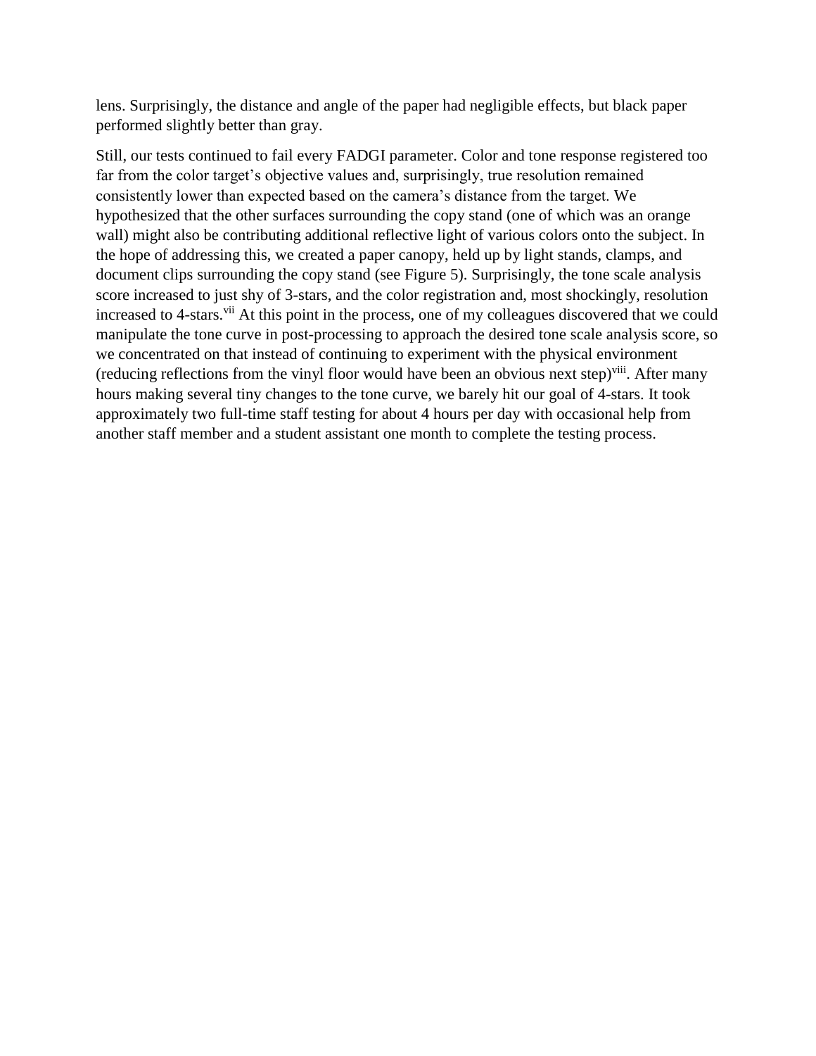lens. Surprisingly, the distance and angle of the paper had negligible effects, but black paper performed slightly better than gray.

Still, our tests continued to fail every FADGI parameter. Color and tone response registered too far from the color target's objective values and, surprisingly, true resolution remained consistently lower than expected based on the camera's distance from the target. We hypothesized that the other surfaces surrounding the copy stand (one of which was an orange wall) might also be contributing additional reflective light of various colors onto the subject. In the hope of addressing this, we created a paper canopy, held up by light stands, clamps, and document clips surrounding the copy stand (see Figure 5). Surprisingly, the tone scale analysis score increased to just shy of 3-stars, and the color registration and, most shockingly, resolution increased to 4-stars.[vii] At this point in the process, one of my colleagues discovered that we could manipulate the tone curve in post-processing to approach the desired tone scale analysis score, so we concentrated on that instead of continuing to experiment with the physical environment (reducing reflections from the vinyl floor would have been an obvious next step)[viii]. After many hours making several tiny changes to the tone curve, we barely hit our goal of 4-stars. It took approximately two full-time staff testing for about 4 hours per day with occasional help from another staff member and a student assistant one month to complete the testing process.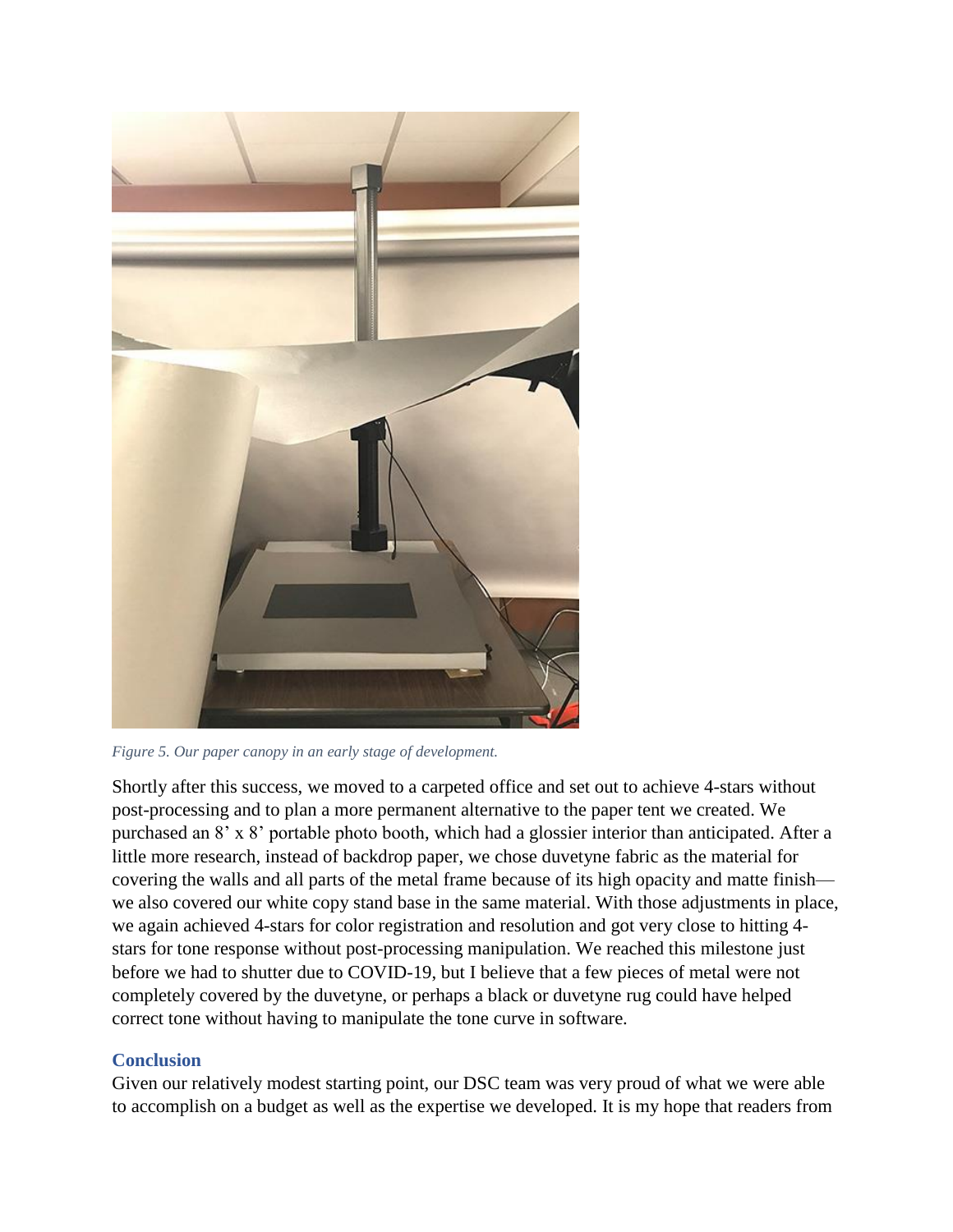*Figure 5. Our paper canopy in an early stage of development.*

Shortly after this success, we moved to a carpeted office and set out to achieve 4-stars without post-processing and to plan a more permanent alternative to the paper tent we created. We purchased an 8' x 8' portable photo booth, which had a glossier interior than anticipated. After a little more research, instead of backdrop paper, we chose duvetyne fabric as the material for covering the walls and all parts of the metal frame because of its high opacity and matte finish—we also covered our white copy stand base in the same material. With those adjustments in place, we again achieved 4-stars for color registration and resolution and got very close to hitting 4-stars for tone response without post-processing manipulation. We reached this milestone just before we had to shutter due to COVID-19, but I believe that a few pieces of metal were not completely covered by the duvetyne, or perhaps a black or duvetyne rug could have helped correct tone without having to manipulate the tone curve in software.

## Conclusion

Given our relatively modest starting point, our DSC team was very proud of what we were able to accomplish on a budget as well as the expertise we developed. It is my hope that readers from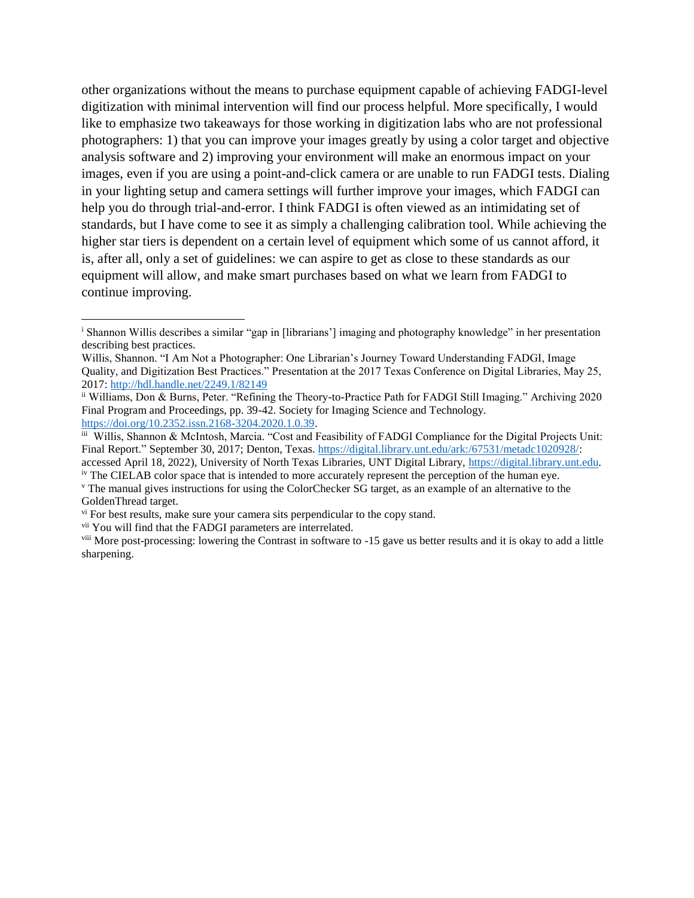other organizations without the means to purchase equipment capable of achieving FADGI-level digitization with minimal intervention will find our process helpful. More specifically, I would like to emphasize two takeaways for those working in digitization labs who are not professional photographers: 1) that you can improve your images greatly by using a color target and objective analysis software and 2) improving your environment will make an enormous impact on your images, even if you are using a point-and-click camera or are unable to run FADGI tests. Dialing in your lighting setup and camera settings will further improve your images, which FADGI can help you do through trial-and-error. I think FADGI is often viewed as an intimidating set of standards, but I have come to see it as simply a challenging calibration tool. While achieving the higher star tiers is dependent on a certain level of equipment which some of us cannot afford, it is, after all, only a set of guidelines: we can aspire to get as close to these standards as our equipment will allow, and make smart purchases based on what we learn from FADGI to continue improving.

---

[i] Shannon Willis describes a similar "gap in [librarians'] imaging and photography knowledge" in her presentation describing best practices.

Willis, Shannon. "I Am Not a Photographer: One Librarian's Journey Toward Understanding FADGI, Image Quality, and Digitization Best Practices." Presentation at the 2017 Texas Conference on Digital Libraries, May 25, 2017: http://hdl.handle.net/2249.1/82149

[ii] Williams, Don & Burns, Peter. "Refining the Theory-to-Practice Path for FADGI Still Imaging." Archiving 2020 Final Program and Proceedings, pp. 39-42. Society for Imaging Science and Technology. https://doi.org/10.2352.issn.2168-3204.2020.1.0.39.

[iii] Willis, Shannon & McIntosh, Marcia. "Cost and Feasibility of FADGI Compliance for the Digital Projects Unit: Final Report." September 30, 2017; Denton, Texas. https://digital.library.unt.edu/ark:/67531/metadc1020928/: accessed April 18, 2022), University of North Texas Libraries, UNT Digital Library, https://digital.library.unt.edu.

[iv] The CIELAB color space that is intended to more accurately represent the perception of the human eye.

[v] The manual gives instructions for using the ColorChecker SG target, as an example of an alternative to the GoldenThread target.

[vi] For best results, make sure your camera sits perpendicular to the copy stand.

[vii] You will find that the FADGI parameters are interrelated.

[viii] More post-processing: lowering the Contrast in software to -15 gave us better results and it is okay to add a little sharpening.